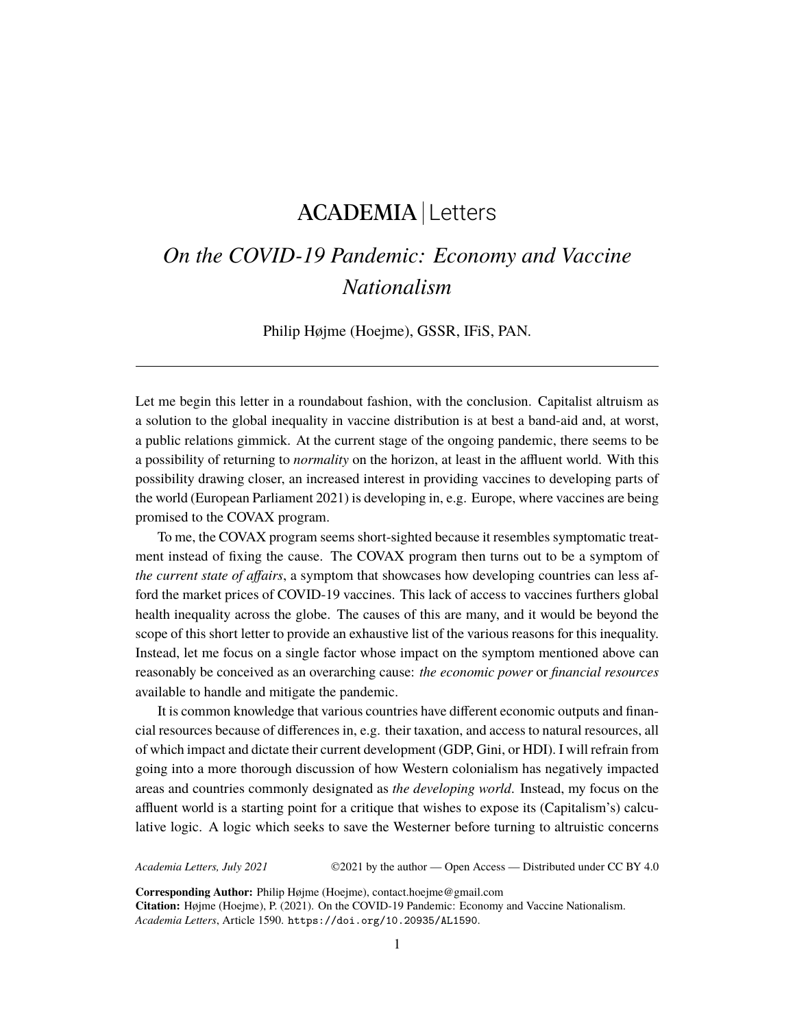ACADEMIA | Letters

# *On the COVID-19 Pandemic: Economy and Vaccine Nationalism*

Philip Højme (Hoejme), GSSR, IFiS, PAN.

---

Let me begin this letter in a roundabout fashion, with the conclusion. Capitalist altruism as a solution to the global inequality in vaccine distribution is at best a band-aid and, at worst, a public relations gimmick. At the current stage of the ongoing pandemic, there seems to be a possibility of returning to *normality* on the horizon, at least in the affluent world. With this possibility drawing closer, an increased interest in providing vaccines to developing parts of the world (European Parliament 2021) is developing in, e.g. Europe, where vaccines are being promised to the COVAX program.

To me, the COVAX program seems short-sighted because it resembles symptomatic treatment instead of fixing the cause. The COVAX program then turns out to be a symptom of *the current state of affairs*, a symptom that showcases how developing countries can less afford the market prices of COVID-19 vaccines. This lack of access to vaccines furthers global health inequality across the globe. The causes of this are many, and it would be beyond the scope of this short letter to provide an exhaustive list of the various reasons for this inequality. Instead, let me focus on a single factor whose impact on the symptom mentioned above can reasonably be conceived as an overarching cause: *the economic power* or *financial resources* available to handle and mitigate the pandemic.

It is common knowledge that various countries have different economic outputs and financial resources because of differences in, e.g. their taxation, and access to natural resources, all of which impact and dictate their current development (GDP, Gini, or HDI). I will refrain from going into a more thorough discussion of how Western colonialism has negatively impacted areas and countries commonly designated as *the developing world*. Instead, my focus on the affluent world is a starting point for a critique that wishes to expose its (Capitalism's) calculative logic. A logic which seeks to save the Westerner before turning to altruistic concerns

*Academia Letters, July 2021* ©2021 by the author — Open Access — Distributed under CC BY 4.0

**Corresponding Author:** Philip Højme (Hoejme), contact.hoejme@gmail.com
**Citation:** Højme (Hoejme), P. (2021). On the COVID-19 Pandemic: Economy and Vaccine Nationalism. *Academia Letters*, Article 1590. https://doi.org/10.20935/AL1590.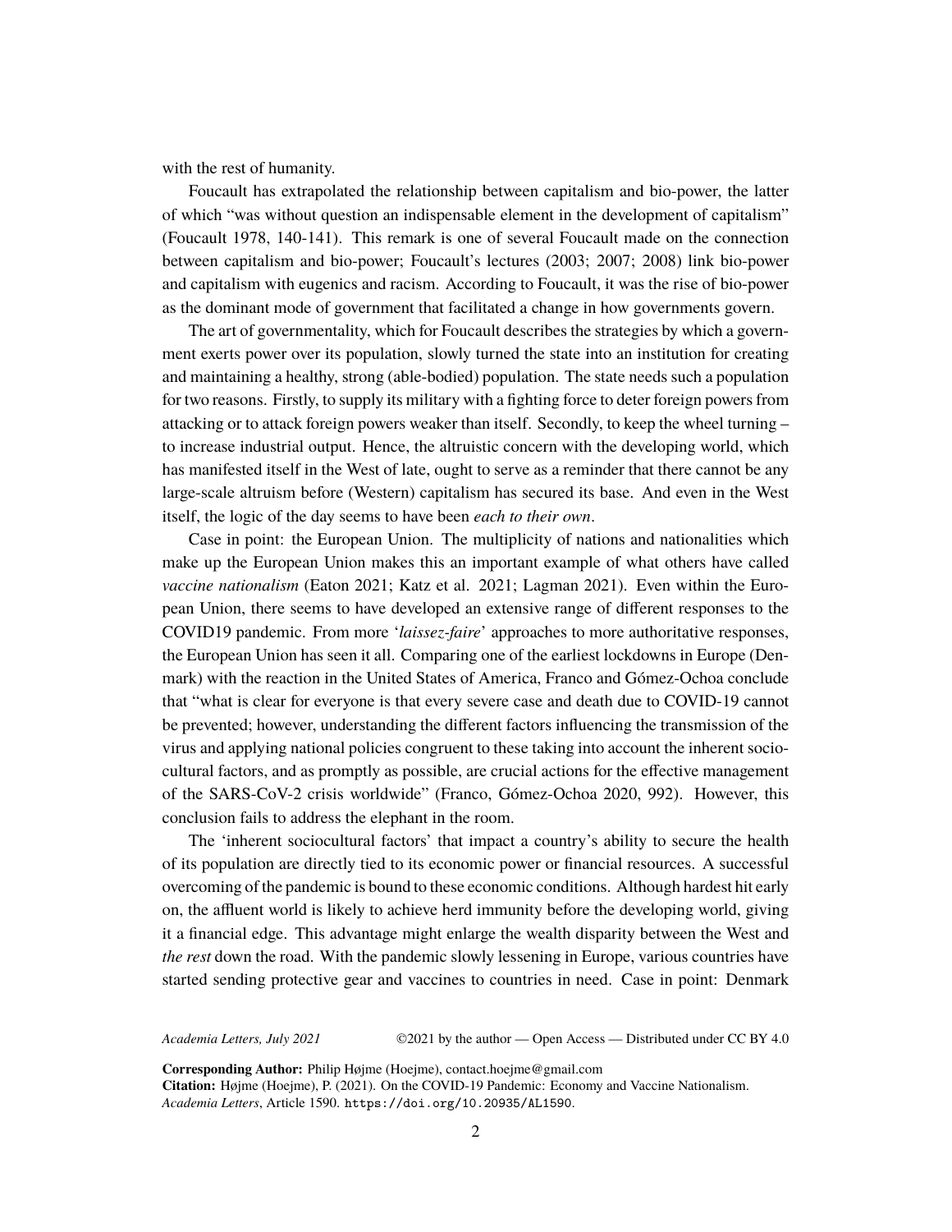with the rest of humanity.

Foucault has extrapolated the relationship between capitalism and bio-power, the latter of which "was without question an indispensable element in the development of capitalism" (Foucault 1978, 140-141). This remark is one of several Foucault made on the connection between capitalism and bio-power; Foucault's lectures (2003; 2007; 2008) link bio-power and capitalism with eugenics and racism. According to Foucault, it was the rise of bio-power as the dominant mode of government that facilitated a change in how governments govern.

The art of governmentality, which for Foucault describes the strategies by which a government exerts power over its population, slowly turned the state into an institution for creating and maintaining a healthy, strong (able-bodied) population. The state needs such a population for two reasons. Firstly, to supply its military with a fighting force to deter foreign powers from attacking or to attack foreign powers weaker than itself. Secondly, to keep the wheel turning – to increase industrial output. Hence, the altruistic concern with the developing world, which has manifested itself in the West of late, ought to serve as a reminder that there cannot be any large-scale altruism before (Western) capitalism has secured its base. And even in the West itself, the logic of the day seems to have been *each to their own*.

Case in point: the European Union. The multiplicity of nations and nationalities which make up the European Union makes this an important example of what others have called *vaccine nationalism* (Eaton 2021; Katz et al. 2021; Lagman 2021). Even within the European Union, there seems to have developed an extensive range of different responses to the COVID19 pandemic. From more '*laissez-faire*' approaches to more authoritative responses, the European Union has seen it all. Comparing one of the earliest lockdowns in Europe (Denmark) with the reaction in the United States of America, Franco and Gómez-Ochoa conclude that "what is clear for everyone is that every severe case and death due to COVID-19 cannot be prevented; however, understanding the different factors influencing the transmission of the virus and applying national policies congruent to these taking into account the inherent sociocultural factors, and as promptly as possible, are crucial actions for the effective management of the SARS-CoV-2 crisis worldwide" (Franco, Gómez-Ochoa 2020, 992). However, this conclusion fails to address the elephant in the room.

The 'inherent sociocultural factors' that impact a country's ability to secure the health of its population are directly tied to its economic power or financial resources. A successful overcoming of the pandemic is bound to these economic conditions. Although hardest hit early on, the affluent world is likely to achieve herd immunity before the developing world, giving it a financial edge. This advantage might enlarge the wealth disparity between the West and *the rest* down the road. With the pandemic slowly lessening in Europe, various countries have started sending protective gear and vaccines to countries in need. Case in point: Denmark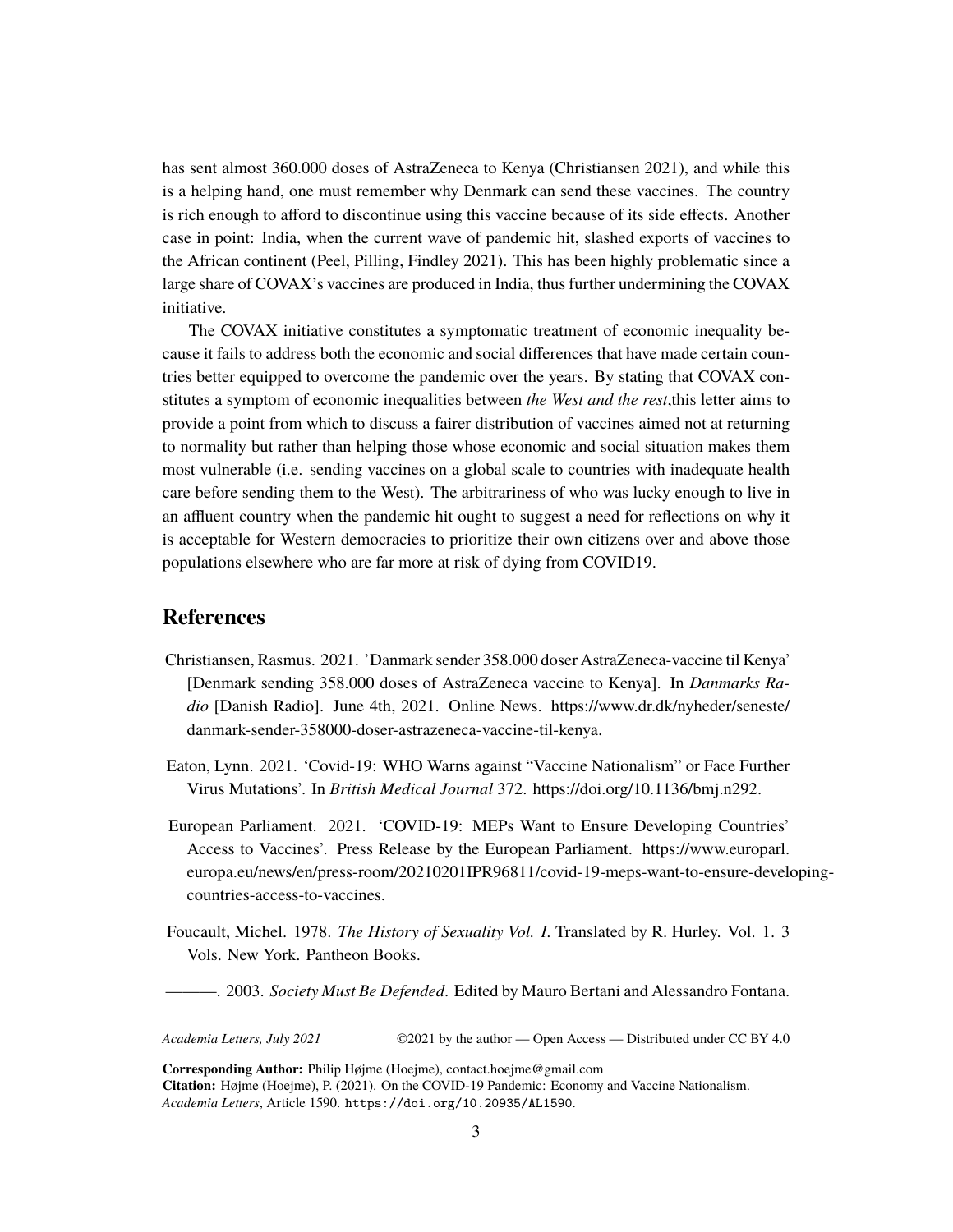has sent almost 360.000 doses of AstraZeneca to Kenya (Christiansen 2021), and while this is a helping hand, one must remember why Denmark can send these vaccines. The country is rich enough to afford to discontinue using this vaccine because of its side effects. Another case in point: India, when the current wave of pandemic hit, slashed exports of vaccines to the African continent (Peel, Pilling, Findley 2021). This has been highly problematic since a large share of COVAX's vaccines are produced in India, thus further undermining the COVAX initiative.

The COVAX initiative constitutes a symptomatic treatment of economic inequality because it fails to address both the economic and social differences that have made certain countries better equipped to overcome the pandemic over the years. By stating that COVAX constitutes a symptom of economic inequalities between *the West and the rest*,this letter aims to provide a point from which to discuss a fairer distribution of vaccines aimed not at returning to normality but rather than helping those whose economic and social situation makes them most vulnerable (i.e. sending vaccines on a global scale to countries with inadequate health care before sending them to the West). The arbitrariness of who was lucky enough to live in an affluent country when the pandemic hit ought to suggest a need for reflections on why it is acceptable for Western democracies to prioritize their own citizens over and above those populations elsewhere who are far more at risk of dying from COVID19.

## References

Christiansen, Rasmus. 2021. 'Danmark sender 358.000 doser AstraZeneca-vaccine til Kenya' [Denmark sending 358.000 doses of AstraZeneca vaccine to Kenya]. In *Danmarks Radio* [Danish Radio]. June 4th, 2021. Online News. https://www.dr.dk/nyheder/seneste/danmark-sender-358000-doser-astrazeneca-vaccine-til-kenya.

Eaton, Lynn. 2021. 'Covid-19: WHO Warns against "Vaccine Nationalism" or Face Further Virus Mutations'. In *British Medical Journal* 372. https://doi.org/10.1136/bmj.n292.

European Parliament. 2021. 'COVID-19: MEPs Want to Ensure Developing Countries' Access to Vaccines'. Press Release by the European Parliament. https://www.europarl.europa.eu/news/en/press-room/20210201IPR96811/covid-19-meps-want-to-ensure-developing-countries-access-to-vaccines.

Foucault, Michel. 1978. *The History of Sexuality Vol. I*. Translated by R. Hurley. Vol. 1. 3 Vols. New York. Pantheon Books.

———. 2003. *Society Must Be Defended*. Edited by Mauro Bertani and Alessandro Fontana.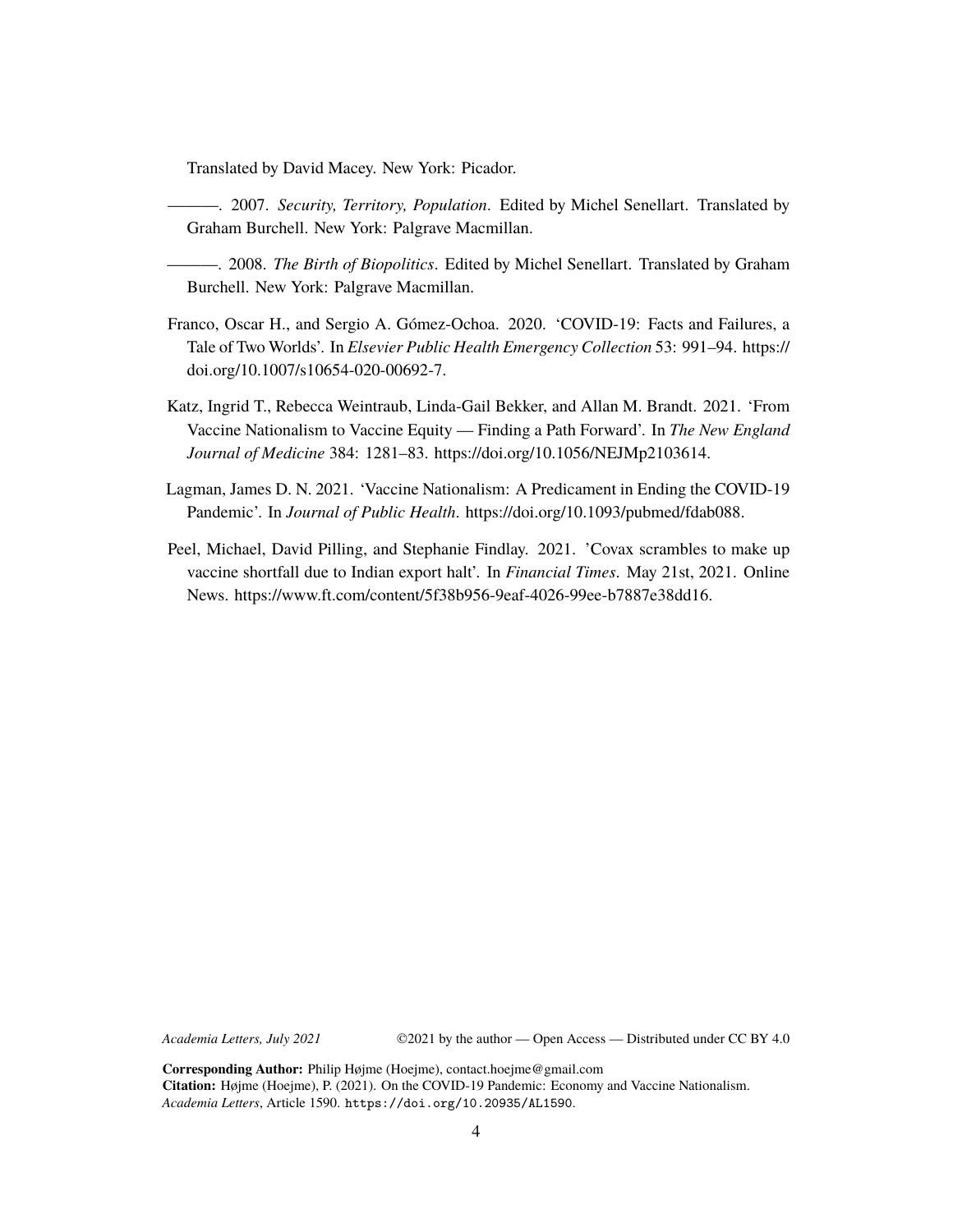Translated by David Macey. New York: Picador.

———. 2007. *Security, Territory, Population*. Edited by Michel Senellart. Translated by Graham Burchell. New York: Palgrave Macmillan.

———. 2008. *The Birth of Biopolitics*. Edited by Michel Senellart. Translated by Graham Burchell. New York: Palgrave Macmillan.

Franco, Oscar H., and Sergio A. Gómez-Ochoa. 2020. 'COVID-19: Facts and Failures, a Tale of Two Worlds'. In *Elsevier Public Health Emergency Collection* 53: 991–94. https://doi.org/10.1007/s10654-020-00692-7.

Katz, Ingrid T., Rebecca Weintraub, Linda-Gail Bekker, and Allan M. Brandt. 2021. 'From Vaccine Nationalism to Vaccine Equity — Finding a Path Forward'. In *The New England Journal of Medicine* 384: 1281–83. https://doi.org/10.1056/NEJMp2103614.

Lagman, James D. N. 2021. 'Vaccine Nationalism: A Predicament in Ending the COVID-19 Pandemic'. In *Journal of Public Health*. https://doi.org/10.1093/pubmed/fdab088.

Peel, Michael, David Pilling, and Stephanie Findlay. 2021. 'Covax scrambles to make up vaccine shortfall due to Indian export halt'. In *Financial Times*. May 21st, 2021. Online News. https://www.ft.com/content/5f38b956-9eaf-4026-99ee-b7887e38dd16.